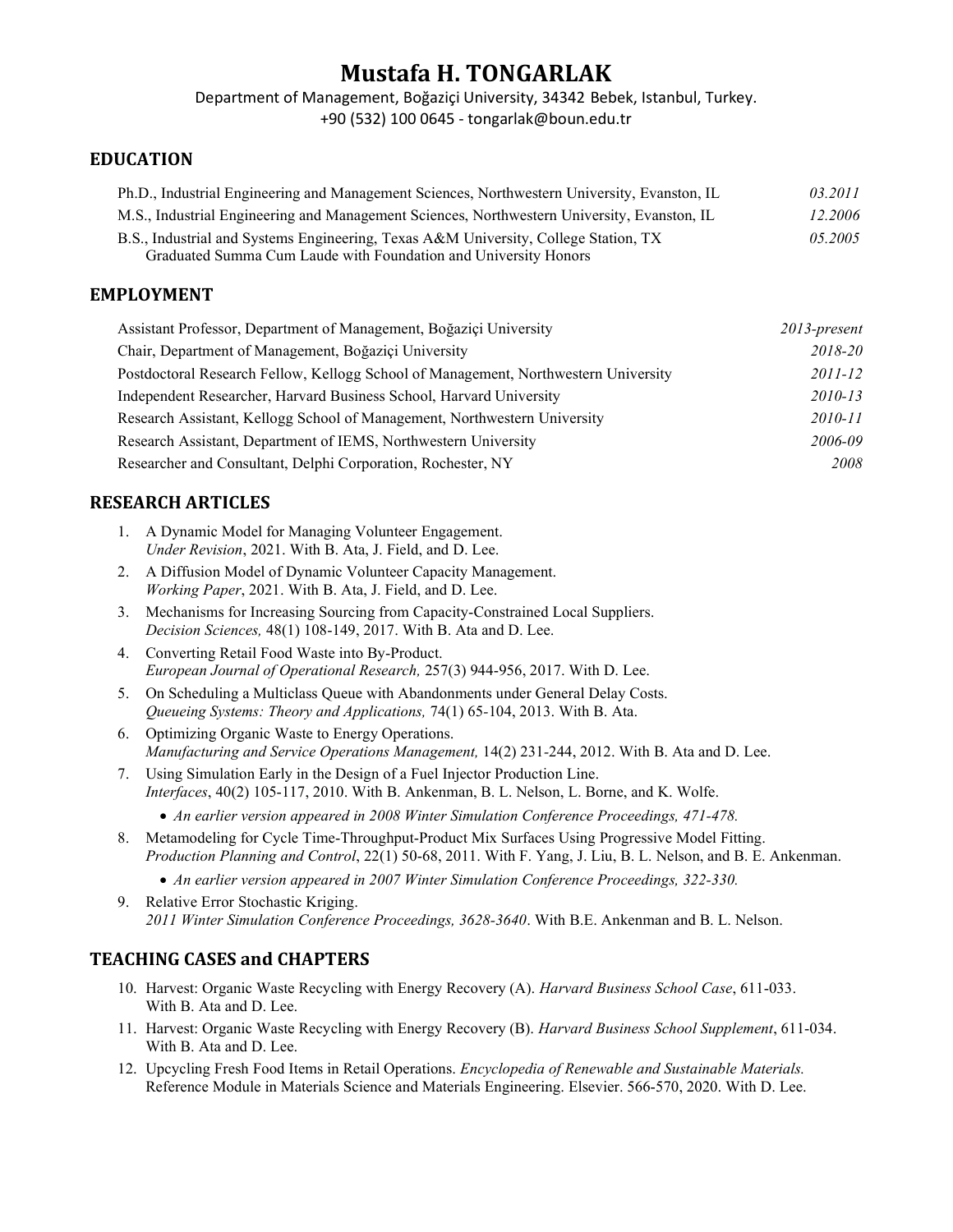# Mustafa H. TONGARLAK

Department of Management, Boğaziçi University, 34342 Bebek, Istanbul, Turkey.
+90 (532) 100 0645 - tongarlak@boun.edu.tr

## EDUCATION

Ph.D., Industrial Engineering and Management Sciences, Northwestern University, Evanston, IL — *03.2011*

M.S., Industrial Engineering and Management Sciences, Northwestern University, Evanston, IL — *12.2006*

B.S., Industrial and Systems Engineering, Texas A&M University, College Station, TX — *05.2005*
Graduated Summa Cum Laude with Foundation and University Honors

## EMPLOYMENT

Assistant Professor, Department of Management, Boğaziçi University — *2013-present*

Chair, Department of Management, Boğaziçi University — *2018-20*

Postdoctoral Research Fellow, Kellogg School of Management, Northwestern University — *2011-12*

Independent Researcher, Harvard Business School, Harvard University — *2010-13*

Research Assistant, Kellogg School of Management, Northwestern University — *2010-11*

Research Assistant, Department of IEMS, Northwestern University — *2006-09*

Researcher and Consultant, Delphi Corporation, Rochester, NY — *2008*

## RESEARCH ARTICLES

1. A Dynamic Model for Managing Volunteer Engagement.
   *Under Revision*, 2021. With B. Ata, J. Field, and D. Lee.
2. A Diffusion Model of Dynamic Volunteer Capacity Management.
   *Working Paper*, 2021. With B. Ata, J. Field, and D. Lee.
3. Mechanisms for Increasing Sourcing from Capacity-Constrained Local Suppliers.
   *Decision Sciences,* 48(1) 108-149, 2017. With B. Ata and D. Lee.
4. Converting Retail Food Waste into By-Product.
   *European Journal of Operational Research,* 257(3) 944-956, 2017. With D. Lee.
5. On Scheduling a Multiclass Queue with Abandonments under General Delay Costs.
   *Queueing Systems: Theory and Applications,* 74(1) 65-104, 2013. With B. Ata.
6. Optimizing Organic Waste to Energy Operations.
   *Manufacturing and Service Operations Management,* 14(2) 231-244, 2012. With B. Ata and D. Lee.
7. Using Simulation Early in the Design of a Fuel Injector Production Line.
   *Interfaces*, 40(2) 105-117, 2010. With B. Ankenman, B. L. Nelson, L. Borne, and K. Wolfe.
   - *An earlier version appeared in 2008 Winter Simulation Conference Proceedings, 471-478.*
8. Metamodeling for Cycle Time-Throughput-Product Mix Surfaces Using Progressive Model Fitting.
   *Production Planning and Control*, 22(1) 50-68, 2011. With F. Yang, J. Liu, B. L. Nelson, and B. E. Ankenman.
   - *An earlier version appeared in 2007 Winter Simulation Conference Proceedings, 322-330.*
9. Relative Error Stochastic Kriging.
   *2011 Winter Simulation Conference Proceedings, 3628-3640*. With B.E. Ankenman and B. L. Nelson.

## TEACHING CASES and CHAPTERS

10. Harvest: Organic Waste Recycling with Energy Recovery (A). *Harvard Business School Case*, 611-033. With B. Ata and D. Lee.
11. Harvest: Organic Waste Recycling with Energy Recovery (B). *Harvard Business School Supplement*, 611-034. With B. Ata and D. Lee.
12. Upcycling Fresh Food Items in Retail Operations. *Encyclopedia of Renewable and Sustainable Materials.* Reference Module in Materials Science and Materials Engineering. Elsevier. 566-570, 2020. With D. Lee.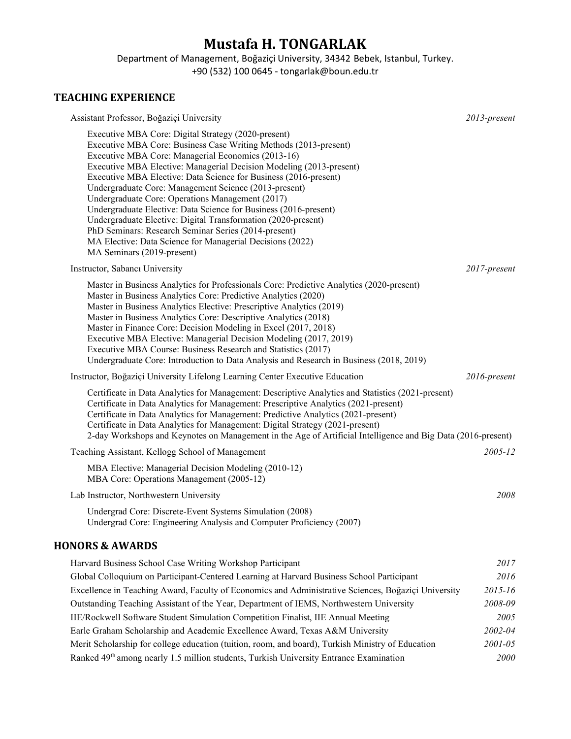# Mustafa H. TONGARLAK

Department of Management, Boğaziçi University, 34342 Bebek, Istanbul, Turkey.
+90 (532) 100 0645 - tongarlak@boun.edu.tr

## TEACHING EXPERIENCE

Assistant Professor, Boğaziçi University *2013-present*

- Executive MBA Core: Digital Strategy (2020-present)
- Executive MBA Core: Business Case Writing Methods (2013-present)
- Executive MBA Core: Managerial Economics (2013-16)
- Executive MBA Elective: Managerial Decision Modeling (2013-present)
- Executive MBA Elective: Data Science for Business (2016-present)
- Undergraduate Core: Management Science (2013-present)
- Undergraduate Core: Operations Management (2017)
- Undergraduate Elective: Data Science for Business (2016-present)
- Undergraduate Elective: Digital Transformation (2020-present)
- PhD Seminars: Research Seminar Series (2014-present)
- MA Elective: Data Science for Managerial Decisions (2022)
- MA Seminars (2019-present)

Instructor, Sabancı University *2017-present*

- Master in Business Analytics for Professionals Core: Predictive Analytics (2020-present)
- Master in Business Analytics Core: Predictive Analytics (2020)
- Master in Business Analytics Elective: Prescriptive Analytics (2019)
- Master in Business Analytics Core: Descriptive Analytics (2018)
- Master in Finance Core: Decision Modeling in Excel (2017, 2018)
- Executive MBA Elective: Managerial Decision Modeling (2017, 2019)
- Executive MBA Course: Business Research and Statistics (2017)
- Undergraduate Core: Introduction to Data Analysis and Research in Business (2018, 2019)

Instructor, Boğaziçi University Lifelong Learning Center Executive Education *2016-present*

- Certificate in Data Analytics for Management: Descriptive Analytics and Statistics (2021-present)
- Certificate in Data Analytics for Management: Prescriptive Analytics (2021-present)
- Certificate in Data Analytics for Management: Predictive Analytics (2021-present)
- Certificate in Data Analytics for Management: Digital Strategy (2021-present)
- 2-day Workshops and Keynotes on Management in the Age of Artificial Intelligence and Big Data (2016-present)

Teaching Assistant, Kellogg School of Management *2005-12*

- MBA Elective: Managerial Decision Modeling (2010-12)
- MBA Core: Operations Management (2005-12)

Lab Instructor, Northwestern University *2008*

- Undergrad Core: Discrete-Event Systems Simulation (2008)
- Undergrad Core: Engineering Analysis and Computer Proficiency (2007)

## HONORS & AWARDS

| | |
|---|---|
| Harvard Business School Case Writing Workshop Participant | *2017* |
| Global Colloquium on Participant-Centered Learning at Harvard Business School Participant | *2016* |
| Excellence in Teaching Award, Faculty of Economics and Administrative Sciences, Boğaziçi University | *2015-16* |
| Outstanding Teaching Assistant of the Year, Department of IEMS, Northwestern University | *2008-09* |
| IIE/Rockwell Software Student Simulation Competition Finalist, IIE Annual Meeting | *2005* |
| Earle Graham Scholarship and Academic Excellence Award, Texas A&M University | *2002-04* |
| Merit Scholarship for college education (tuition, room, and board), Turkish Ministry of Education | *2001-05* |
| Ranked 49th among nearly 1.5 million students, Turkish University Entrance Examination | *2000* |